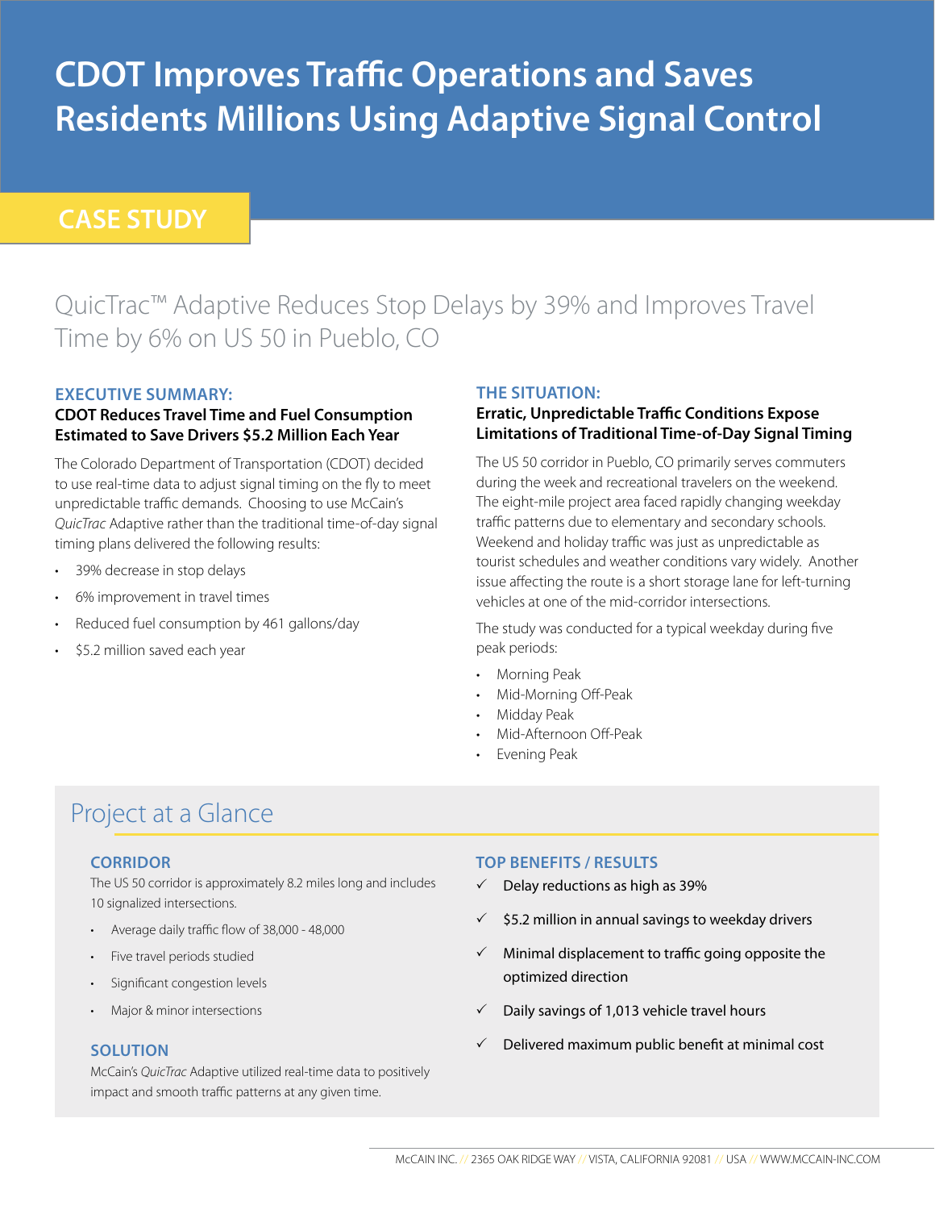# CDOT Improves Traffic Operations and Saves Residents Millions Using Adaptive Signal Control

**CASE STUDY**

## QuicTrac™ Adaptive Reduces Stop Delays by 39% and Improves Travel Time by 6% on US 50 in Pueblo, CO

### EXECUTIVE SUMMARY:

**CDOT Reduces Travel Time and Fuel Consumption Estimated to Save Drivers $5.2 Million Each Year**

The Colorado Department of Transportation (CDOT) decided to use real-time data to adjust signal timing on the fly to meet unpredictable traffic demands. Choosing to use McCain's *QuicTrac* Adaptive rather than the traditional time-of-day signal timing plans delivered the following results:

- 39% decrease in stop delays
- 6% improvement in travel times
- Reduced fuel consumption by 461 gallons/day
- $5.2 million saved each year

### THE SITUATION:

**Erratic, Unpredictable Traffic Conditions Expose Limitations of Traditional Time-of-Day Signal Timing**

The US 50 corridor in Pueblo, CO primarily serves commuters during the week and recreational travelers on the weekend. The eight-mile project area faced rapidly changing weekday traffic patterns due to elementary and secondary schools. Weekend and holiday traffic was just as unpredictable as tourist schedules and weather conditions vary widely. Another issue affecting the route is a short storage lane for left-turning vehicles at one of the mid-corridor intersections.

The study was conducted for a typical weekday during five peak periods:

- Morning Peak
- Mid-Morning Off-Peak
- Midday Peak
- Mid-Afternoon Off-Peak
- Evening Peak

## Project at a Glance

### CORRIDOR

The US 50 corridor is approximately 8.2 miles long and includes 10 signalized intersections.

- Average daily traffic flow of 38,000 - 48,000
- Five travel periods studied
- Significant congestion levels
- Major & minor intersections

### SOLUTION

McCain's *QuicTrac* Adaptive utilized real-time data to positively impact and smooth traffic patterns at any given time.

### TOP BENEFITS / RESULTS

- ✓ Delay reductions as high as 39%
- ✓ $5.2 million in annual savings to weekday drivers
- ✓ Minimal displacement to traffic going opposite the optimized direction
- ✓ Daily savings of 1,013 vehicle travel hours
- ✓ Delivered maximum public benefit at minimal cost

McCAIN INC. // 2365 OAK RIDGE WAY // VISTA, CALIFORNIA 92081 // USA // WWW.MCCAIN-INC.COM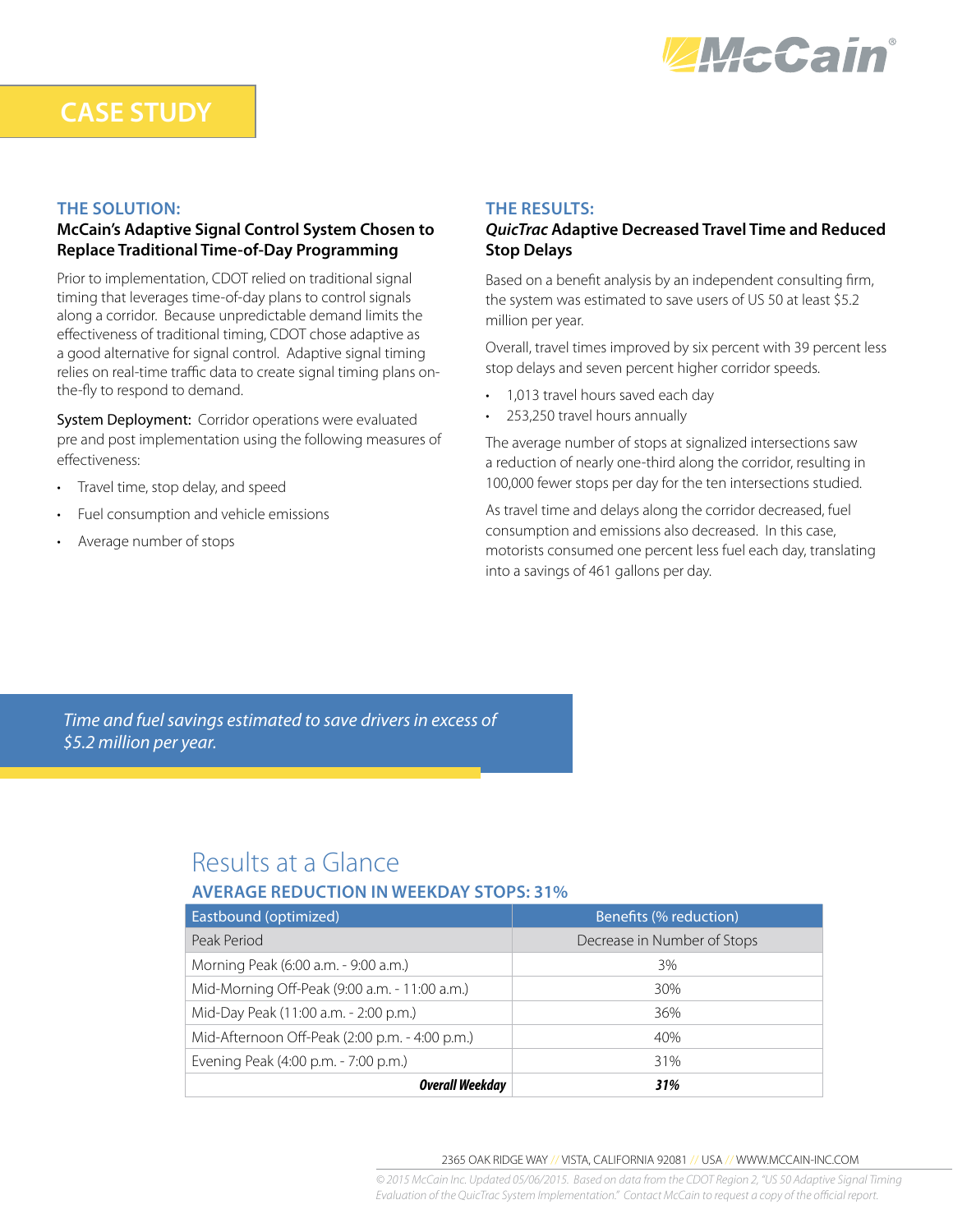# CASE STUDY

## THE SOLUTION:

### McCain's Adaptive Signal Control System Chosen to Replace Traditional Time-of-Day Programming

Prior to implementation, CDOT relied on traditional signal timing that leverages time-of-day plans to control signals along a corridor. Because unpredictable demand limits the effectiveness of traditional timing, CDOT chose adaptive as a good alternative for signal control. Adaptive signal timing relies on real-time traffic data to create signal timing plans on-the-fly to respond to demand.

**System Deployment:** Corridor operations were evaluated pre and post implementation using the following measures of effectiveness:

- Travel time, stop delay, and speed
- Fuel consumption and vehicle emissions
- Average number of stops

## THE RESULTS:

### *QuicTrac* Adaptive Decreased Travel Time and Reduced Stop Delays

Based on a benefit analysis by an independent consulting firm, the system was estimated to save users of US 50 at least $5.2 million per year.

Overall, travel times improved by six percent with 39 percent less stop delays and seven percent higher corridor speeds.

- 1,013 travel hours saved each day
- 253,250 travel hours annually

The average number of stops at signalized intersections saw a reduction of nearly one-third along the corridor, resulting in 100,000 fewer stops per day for the ten intersections studied.

As travel time and delays along the corridor decreased, fuel consumption and emissions also decreased. In this case, motorists consumed one percent less fuel each day, translating into a savings of 461 gallons per day.

*Time and fuel savings estimated to save drivers in excess of $5.2 million per year.*

## Results at a Glance

### AVERAGE REDUCTION IN WEEKDAY STOPS: 31%

| Eastbound (optimized) | Benefits (% reduction) |
|---|---|
| Peak Period | Decrease in Number of Stops |
| Morning Peak (6:00 a.m. - 9:00 a.m.) | 3% |
| Mid-Morning Off-Peak (9:00 a.m. - 11:00 a.m.) | 30% |
| Mid-Day Peak (11:00 a.m. - 2:00 p.m.) | 36% |
| Mid-Afternoon Off-Peak (2:00 p.m. - 4:00 p.m.) | 40% |
| Evening Peak (4:00 p.m. - 7:00 p.m.) | 31% |
| ***Overall Weekday*** | ***31%*** |

2365 OAK RIDGE WAY // VISTA, CALIFORNIA 92081 // USA // WWW.MCCAIN-INC.COM

*© 2015 McCain Inc. Updated 05/06/2015. Based on data from the CDOT Region 2, "US 50 Adaptive Signal Timing Evaluation of the QuicTrac System Implementation." Contact McCain to request a copy of the official report.*